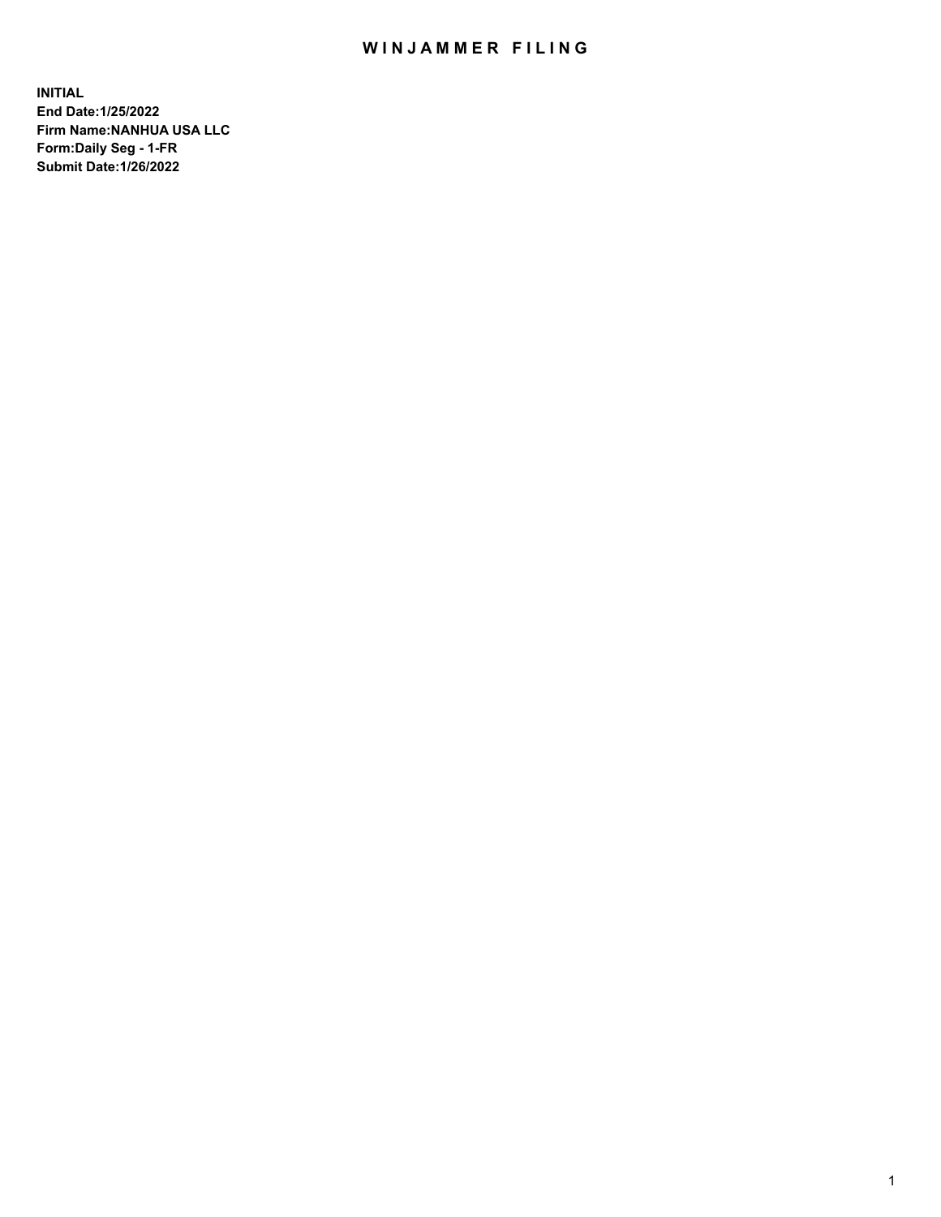# WINJAMMER FILING

**INITIAL**
**End Date:1/25/2022**
**Firm Name:NANHUA USA LLC**
**Form:Daily Seg - 1-FR**
**Submit Date:1/26/2022**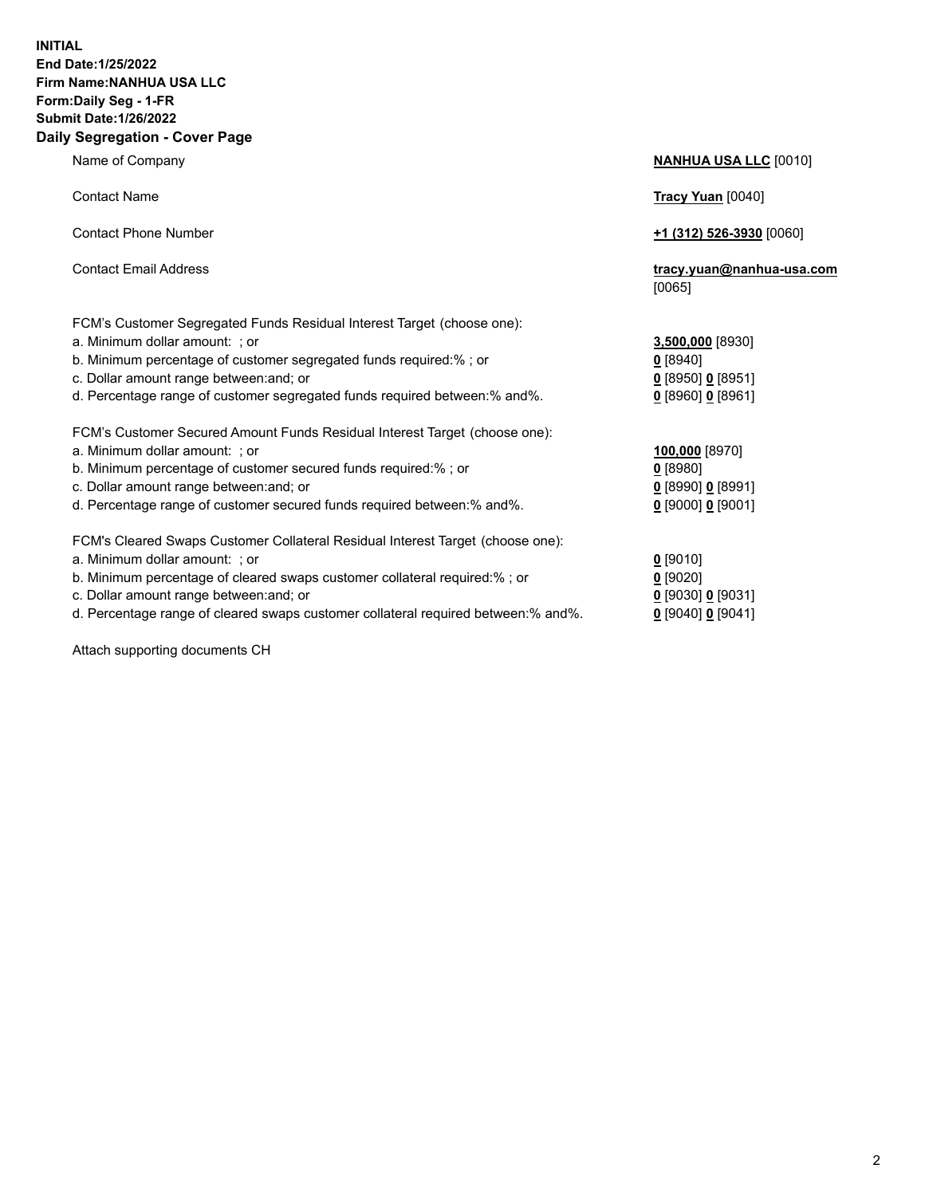**INITIAL**
**End Date:1/25/2022**
**Firm Name:NANHUA USA LLC**
**Form:Daily Seg - 1-FR**
**Submit Date:1/26/2022**

## Daily Segregation - Cover Page

| | |
|---|---|
| Name of Company | **NANHUA USA LLC** [0010] |
| Contact Name | **Tracy Yuan** [0040] |
| Contact Phone Number | **+1 (312) 526-3930** [0060] |
| Contact Email Address | **tracy.yuan@nanhua-usa.com** [0065] |
| FCM's Customer Segregated Funds Residual Interest Target (choose one): | |
| a. Minimum dollar amount: ; or | **3,500,000** [8930] |
| b. Minimum percentage of customer segregated funds required:% ; or | **0** [8940] |
| c. Dollar amount range between:and; or | **0** [8950] **0** [8951] |
| d. Percentage range of customer segregated funds required between:% and%. | **0** [8960] **0** [8961] |
| FCM's Customer Secured Amount Funds Residual Interest Target (choose one): | |
| a. Minimum dollar amount: ; or | **100,000** [8970] |
| b. Minimum percentage of customer secured funds required:% ; or | **0** [8980] |
| c. Dollar amount range between:and; or | **0** [8990] **0** [8991] |
| d. Percentage range of customer secured funds required between:% and%. | **0** [9000] **0** [9001] |
| FCM's Cleared Swaps Customer Collateral Residual Interest Target (choose one): | |
| a. Minimum dollar amount: ; or | **0** [9010] |
| b. Minimum percentage of cleared swaps customer collateral required:% ; or | **0** [9020] |
| c. Dollar amount range between:and; or | **0** [9030] **0** [9031] |
| d. Percentage range of cleared swaps customer collateral required between:% and%. | **0** [9040] **0** [9041] |

Attach supporting documents CH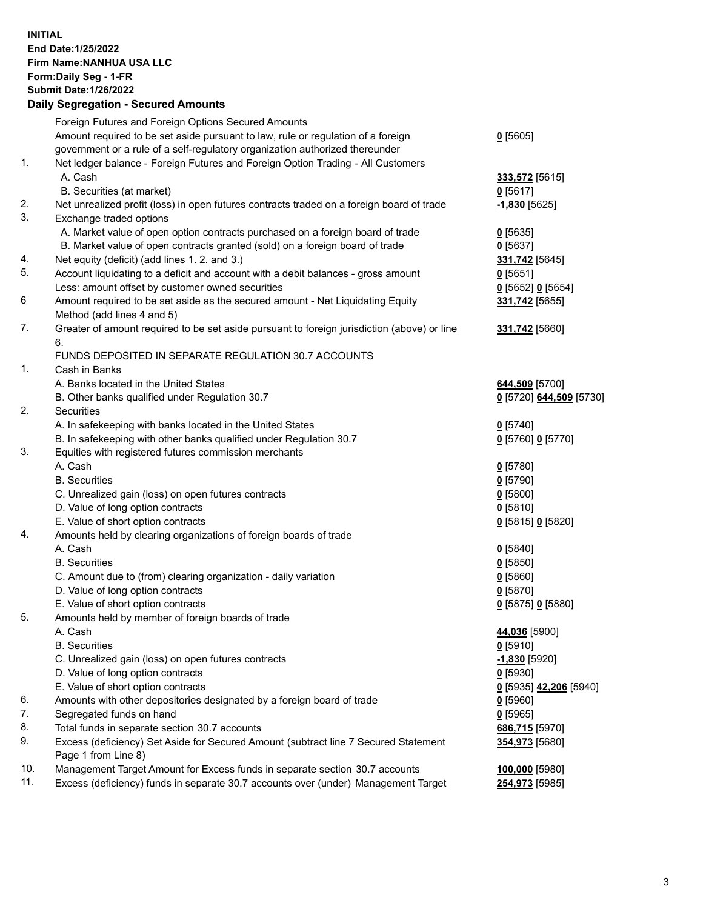**INITIAL**
**End Date:1/25/2022**
**Firm Name:NANHUA USA LLC**
**Form:Daily Seg - 1-FR**
**Submit Date:1/26/2022**

## Daily Segregation - Secured Amounts

| | | |
|---|---|---|
| | Foreign Futures and Foreign Options Secured Amounts | |
| | Amount required to be set aside pursuant to law, rule or regulation of a foreign government or a rule of a self-regulatory organization authorized thereunder | **0** [5605] |
| 1. | Net ledger balance - Foreign Futures and Foreign Option Trading - All Customers | |
| | A. Cash | **333,572** [5615] |
| | B. Securities (at market) | **0** [5617] |
| 2. | Net unrealized profit (loss) in open futures contracts traded on a foreign board of trade | **-1,830** [5625] |
| 3. | Exchange traded options | |
| | A. Market value of open option contracts purchased on a foreign board of trade | **0** [5635] |
| | B. Market value of open contracts granted (sold) on a foreign board of trade | **0** [5637] |
| 4. | Net equity (deficit) (add lines 1. 2. and 3.) | **331,742** [5645] |
| 5. | Account liquidating to a deficit and account with a debit balances - gross amount | **0** [5651] |
| | Less: amount offset by customer owned securities | **0** [5652] **0** [5654] |
| 6 | Amount required to be set aside as the secured amount - Net Liquidating Equity Method (add lines 4 and 5) | **331,742** [5655] |
| 7. | Greater of amount required to be set aside pursuant to foreign jurisdiction (above) or line 6. | **331,742** [5660] |
| | FUNDS DEPOSITED IN SEPARATE REGULATION 30.7 ACCOUNTS | |
| 1. | Cash in Banks | |
| | A. Banks located in the United States | **644,509** [5700] |
| | B. Other banks qualified under Regulation 30.7 | **0** [5720] **644,509** [5730] |
| 2. | Securities | |
| | A. In safekeeping with banks located in the United States | **0** [5740] |
| | B. In safekeeping with other banks qualified under Regulation 30.7 | **0** [5760] **0** [5770] |
| 3. | Equities with registered futures commission merchants | |
| | A. Cash | **0** [5780] |
| | B. Securities | **0** [5790] |
| | C. Unrealized gain (loss) on open futures contracts | **0** [5800] |
| | D. Value of long option contracts | **0** [5810] |
| | E. Value of short option contracts | **0** [5815] **0** [5820] |
| 4. | Amounts held by clearing organizations of foreign boards of trade | |
| | A. Cash | **0** [5840] |
| | B. Securities | **0** [5850] |
| | C. Amount due to (from) clearing organization - daily variation | **0** [5860] |
| | D. Value of long option contracts | **0** [5870] |
| | E. Value of short option contracts | **0** [5875] **0** [5880] |
| 5. | Amounts held by member of foreign boards of trade | |
| | A. Cash | **44,036** [5900] |
| | B. Securities | **0** [5910] |
| | C. Unrealized gain (loss) on open futures contracts | **-1,830** [5920] |
| | D. Value of long option contracts | **0** [5930] |
| | E. Value of short option contracts | **0** [5935] **42,206** [5940] |
| 6. | Amounts with other depositories designated by a foreign board of trade | **0** [5960] |
| 7. | Segregated funds on hand | **0** [5965] |
| 8. | Total funds in separate section 30.7 accounts | **686,715** [5970] |
| 9. | Excess (deficiency) Set Aside for Secured Amount (subtract line 7 Secured Statement Page 1 from Line 8) | **354,973** [5680] |
| 10. | Management Target Amount for Excess funds in separate section 30.7 accounts | **100,000** [5980] |
| 11. | Excess (deficiency) funds in separate 30.7 accounts over (under) Management Target | **254,973** [5985] |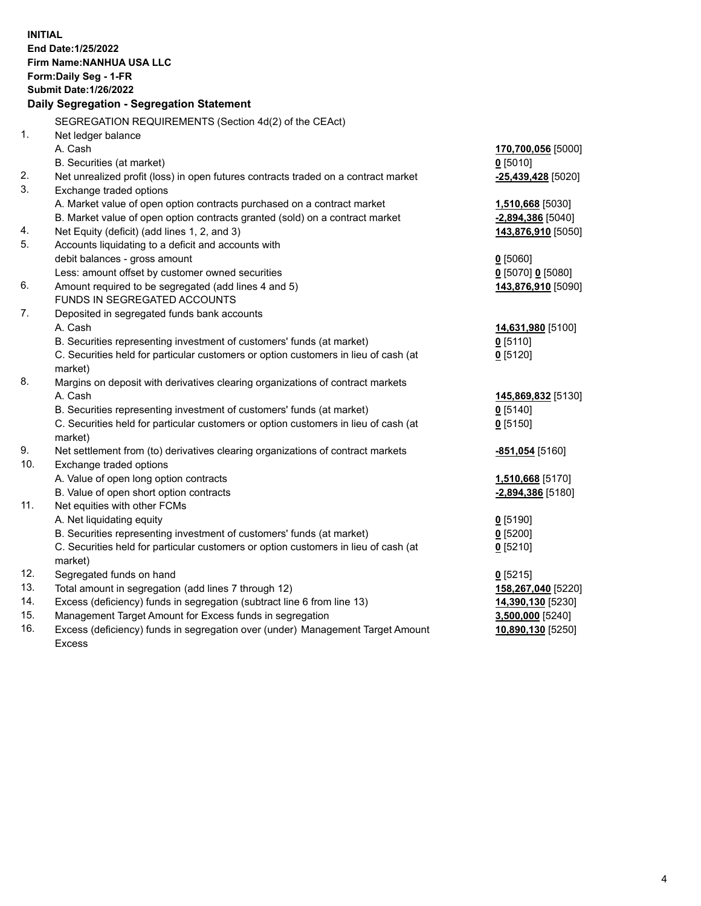**INITIAL**
**End Date:1/25/2022**
**Firm Name:NANHUA USA LLC**
**Form:Daily Seg - 1-FR**
**Submit Date:1/26/2022**

**Daily Segregation - Segregation Statement**

| | SEGREGATION REQUIREMENTS (Section 4d(2) of the CEAct) | |
|---|---|---|
| 1. | Net ledger balance | |
| | A. Cash | **170,700,056** [5000] |
| | B. Securities (at market) | **0** [5010] |
| 2. | Net unrealized profit (loss) in open futures contracts traded on a contract market | **-25,439,428** [5020] |
| 3. | Exchange traded options | |
| | A. Market value of open option contracts purchased on a contract market | **1,510,668** [5030] |
| | B. Market value of open option contracts granted (sold) on a contract market | **-2,894,386** [5040] |
| 4. | Net Equity (deficit) (add lines 1, 2, and 3) | **143,876,910** [5050] |
| 5. | Accounts liquidating to a deficit and accounts with debit balances - gross amount | **0** [5060] |
| | Less: amount offset by customer owned securities | **0** [5070] **0** [5080] |
| 6. | Amount required to be segregated (add lines 4 and 5) | **143,876,910** [5090] |
| | FUNDS IN SEGREGATED ACCOUNTS | |
| 7. | Deposited in segregated funds bank accounts | |
| | A. Cash | **14,631,980** [5100] |
| | B. Securities representing investment of customers' funds (at market) | **0** [5110] |
| | C. Securities held for particular customers or option customers in lieu of cash (at market) | **0** [5120] |
| 8. | Margins on deposit with derivatives clearing organizations of contract markets | |
| | A. Cash | **145,869,832** [5130] |
| | B. Securities representing investment of customers' funds (at market) | **0** [5140] |
| | C. Securities held for particular customers or option customers in lieu of cash (at market) | **0** [5150] |
| 9. | Net settlement from (to) derivatives clearing organizations of contract markets | **-851,054** [5160] |
| 10. | Exchange traded options | |
| | A. Value of open long option contracts | **1,510,668** [5170] |
| | B. Value of open short option contracts | **-2,894,386** [5180] |
| 11. | Net equities with other FCMs | |
| | A. Net liquidating equity | **0** [5190] |
| | B. Securities representing investment of customers' funds (at market) | **0** [5200] |
| | C. Securities held for particular customers or option customers in lieu of cash (at market) | **0** [5210] |
| 12. | Segregated funds on hand | **0** [5215] |
| 13. | Total amount in segregation (add lines 7 through 12) | **158,267,040** [5220] |
| 14. | Excess (deficiency) funds in segregation (subtract line 6 from line 13) | **14,390,130** [5230] |
| 15. | Management Target Amount for Excess funds in segregation | **3,500,000** [5240] |
| 16. | Excess (deficiency) funds in segregation over (under) Management Target Amount Excess | **10,890,130** [5250] |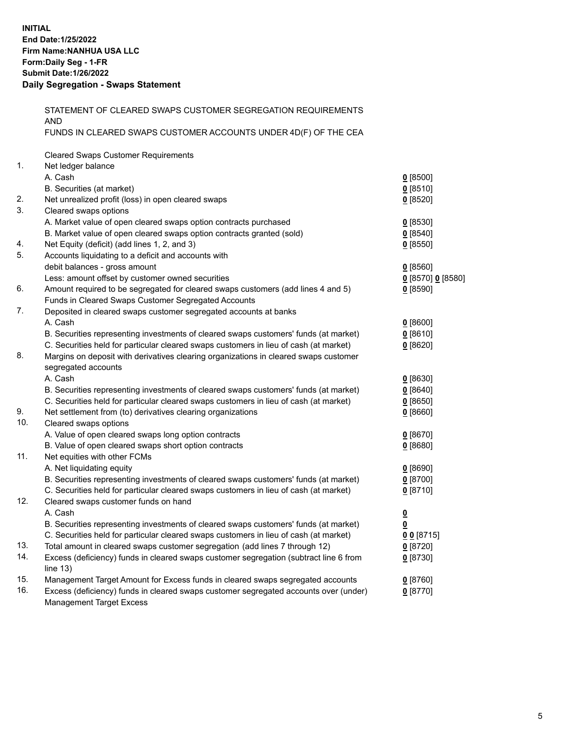**INITIAL**
**End Date:1/25/2022**
**Firm Name:NANHUA USA LLC**
**Form:Daily Seg - 1-FR**
**Submit Date:1/26/2022**
**Daily Segregation - Swaps Statement**

STATEMENT OF CLEARED SWAPS CUSTOMER SEGREGATION REQUIREMENTS AND FUNDS IN CLEARED SWAPS CUSTOMER ACCOUNTS UNDER 4D(F) OF THE CEA

| | | |
|---|---|---|
| | Cleared Swaps Customer Requirements | |
| 1. | Net ledger balance | |
| | A. Cash | 0 [8500] |
| | B. Securities (at market) | 0 [8510] |
| 2. | Net unrealized profit (loss) in open cleared swaps | 0 [8520] |
| 3. | Cleared swaps options | |
| | A. Market value of open cleared swaps option contracts purchased | 0 [8530] |
| | B. Market value of open cleared swaps option contracts granted (sold) | 0 [8540] |
| 4. | Net Equity (deficit) (add lines 1, 2, and 3) | 0 [8550] |
| 5. | Accounts liquidating to a deficit and accounts with debit balances - gross amount | 0 [8560] |
| | Less: amount offset by customer owned securities | 0 [8570] 0 [8580] |
| 6. | Amount required to be segregated for cleared swaps customers (add lines 4 and 5) | 0 [8590] |
| | Funds in Cleared Swaps Customer Segregated Accounts | |
| 7. | Deposited in cleared swaps customer segregated accounts at banks | |
| | A. Cash | 0 [8600] |
| | B. Securities representing investments of cleared swaps customers' funds (at market) | 0 [8610] |
| | C. Securities held for particular cleared swaps customers in lieu of cash (at market) | 0 [8620] |
| 8. | Margins on deposit with derivatives clearing organizations in cleared swaps customer segregated accounts | |
| | A. Cash | 0 [8630] |
| | B. Securities representing investments of cleared swaps customers' funds (at market) | 0 [8640] |
| | C. Securities held for particular cleared swaps customers in lieu of cash (at market) | 0 [8650] |
| 9. | Net settlement from (to) derivatives clearing organizations | 0 [8660] |
| 10. | Cleared swaps options | |
| | A. Value of open cleared swaps long option contracts | 0 [8670] |
| | B. Value of open cleared swaps short option contracts | 0 [8680] |
| 11. | Net equities with other FCMs | |
| | A. Net liquidating equity | 0 [8690] |
| | B. Securities representing investments of cleared swaps customers' funds (at market) | 0 [8700] |
| | C. Securities held for particular cleared swaps customers in lieu of cash (at market) | 0 [8710] |
| 12. | Cleared swaps customer funds on hand | |
| | A. Cash | 0 |
| | B. Securities representing investments of cleared swaps customers' funds (at market) | 0 |
| | C. Securities held for particular cleared swaps customers in lieu of cash (at market) | 0 0 [8715] |
| 13. | Total amount in cleared swaps customer segregation (add lines 7 through 12) | 0 [8720] |
| 14. | Excess (deficiency) funds in cleared swaps customer segregation (subtract line 6 from line 13) | 0 [8730] |
| 15. | Management Target Amount for Excess funds in cleared swaps segregated accounts | 0 [8760] |
| 16. | Excess (deficiency) funds in cleared swaps customer segregated accounts over (under) Management Target Excess | 0 [8770] |